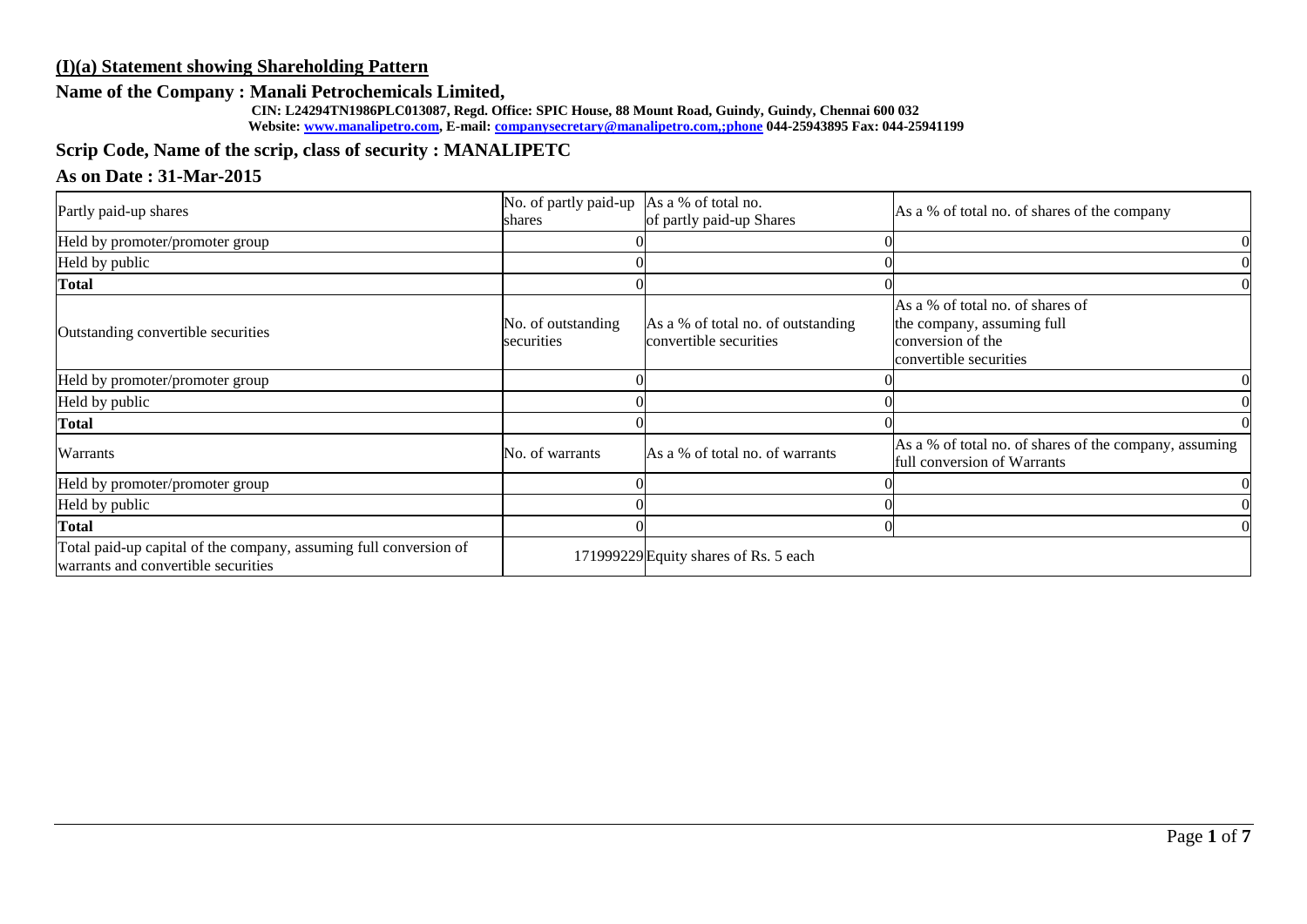## (I)(a) Statement showing Shareholding Pattern

### Name of the Company : Manali Petrochemicals Limited,

**CIN: L24294TN1986PLC013087, Regd. Office: SPIC House, 88 Mount Road, Guindy, Guindy, Chennai 600 032**
**Website: www.manalipetro.com, E-mail: companysecretary@manalipetro.com,;phone 044-25943895 Fax: 044-25941199**

### Scrip Code, Name of the scrip, class of security : MANALIPETC

### As on Date : 31-Mar-2015

| Partly paid-up shares | No. of partly paid-up shares | As a % of total no. of partly paid-up Shares | As a % of total no. of shares of the company |
|---|---|---|---|
| Held by promoter/promoter group | 0 | 0 | 0 |
| Held by public | 0 | 0 | 0 |
| **Total** | 0 | 0 | 0 |
| Outstanding convertible securities | No. of outstanding securities | As a % of total no. of outstanding convertible securities | As a % of total no. of shares of the company, assuming full conversion of the convertible securities |
| Held by promoter/promoter group | 0 | 0 | 0 |
| Held by public | 0 | 0 | 0 |
| **Total** | 0 | 0 | 0 |
| Warrants | No. of warrants | As a % of total no. of warrants | As a % of total no. of shares of the company, assuming full conversion of Warrants |
| Held by promoter/promoter group | 0 | 0 | 0 |
| Held by public | 0 | 0 | 0 |
| **Total** | 0 | 0 | 0 |
| Total paid-up capital of the company, assuming full conversion of warrants and convertible securities | 171999229 | Equity shares of Rs. 5 each | |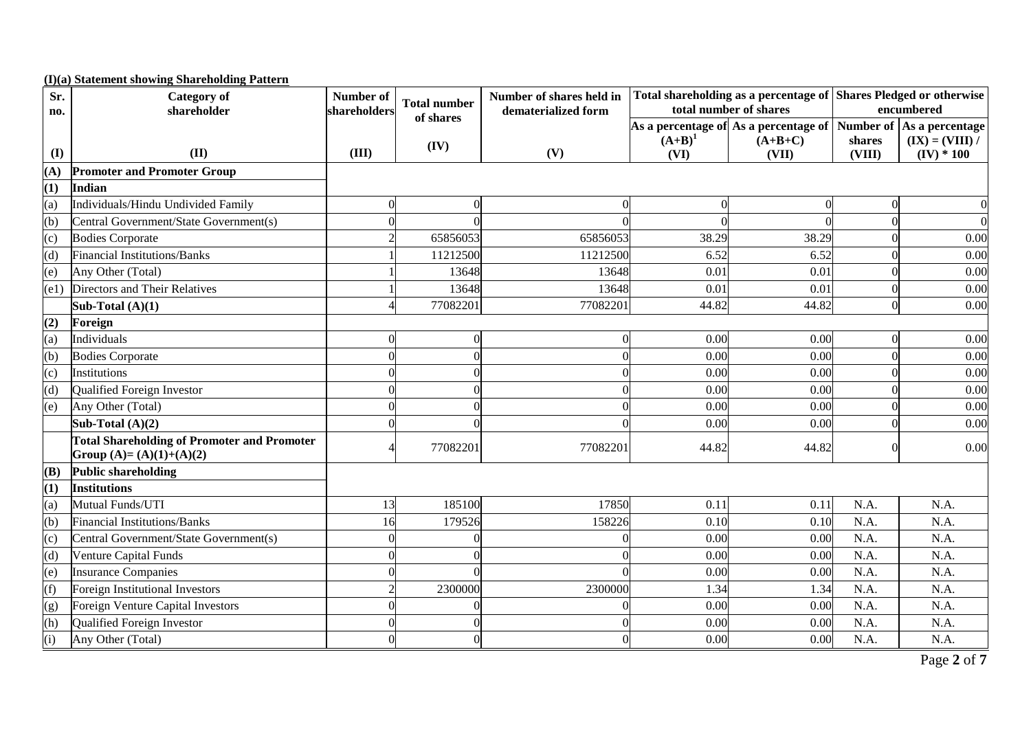**(I)(a) Statement showing Shareholding Pattern**

| Sr. no. | Category of shareholder | Number of shareholders | Total number of shares | Number of shares held in dematerialized form | Total shareholding as a percentage of total number of shares | | Shares Pledged or otherwise encumbered | |
|---|---|---|---|---|---|---|---|---|
| | | | | | As a percentage of $(A+B)^1$ | As a percentage of (A+B+C) | Number of shares | As a percentage (IX) = (VIII) / (IV) * 100 |
| (I) | (II) | (III) | (IV) | (V) | (VI) | (VII) | (VIII) | |
| **(A)** | **Promoter and Promoter Group** | | | | | | | |
| **(1)** | **Indian** | | | | | | | |
| (a) | Individuals/Hindu Undivided Family | 0 | 0 | 0 | 0 | 0 | 0 | 0 |
| (b) | Central Government/State Government(s) | 0 | 0 | 0 | 0 | 0 | 0 | 0 |
| (c) | Bodies Corporate | 2 | 65856053 | 65856053 | 38.29 | 38.29 | 0 | 0.00 |
| (d) | Financial Institutions/Banks | 1 | 11212500 | 11212500 | 6.52 | 6.52 | 0 | 0.00 |
| (e) | Any Other (Total) | 1 | 13648 | 13648 | 0.01 | 0.01 | 0 | 0.00 |
| (e1) | Directors and Their Relatives | 1 | 13648 | 13648 | 0.01 | 0.01 | 0 | 0.00 |
| | **Sub-Total (A)(1)** | 4 | 77082201 | 77082201 | 44.82 | 44.82 | 0 | 0.00 |
| **(2)** | **Foreign** | | | | | | | |
| (a) | Individuals | 0 | 0 | 0 | 0.00 | 0.00 | 0 | 0.00 |
| (b) | Bodies Corporate | 0 | 0 | 0 | 0.00 | 0.00 | 0 | 0.00 |
| (c) | Institutions | 0 | 0 | 0 | 0.00 | 0.00 | 0 | 0.00 |
| (d) | Qualified Foreign Investor | 0 | 0 | 0 | 0.00 | 0.00 | 0 | 0.00 |
| (e) | Any Other (Total) | 0 | 0 | 0 | 0.00 | 0.00 | 0 | 0.00 |
| | **Sub-Total (A)(2)** | 0 | 0 | 0 | 0.00 | 0.00 | 0 | 0.00 |
| | **Total Shareholding of Promoter and Promoter Group (A)= (A)(1)+(A)(2)** | 4 | 77082201 | 77082201 | 44.82 | 44.82 | 0 | 0.00 |
| **(B)** | **Public shareholding** | | | | | | | |
| **(1)** | **Institutions** | | | | | | | |
| (a) | Mutual Funds/UTI | 13 | 185100 | 17850 | 0.11 | 0.11 | N.A. | N.A. |
| (b) | Financial Institutions/Banks | 16 | 179526 | 158226 | 0.10 | 0.10 | N.A. | N.A. |
| (c) | Central Government/State Government(s) | 0 | 0 | 0 | 0.00 | 0.00 | N.A. | N.A. |
| (d) | Venture Capital Funds | 0 | 0 | 0 | 0.00 | 0.00 | N.A. | N.A. |
| (e) | Insurance Companies | 0 | 0 | 0 | 0.00 | 0.00 | N.A. | N.A. |
| (f) | Foreign Institutional Investors | 2 | 2300000 | 2300000 | 1.34 | 1.34 | N.A. | N.A. |
| (g) | Foreign Venture Capital Investors | 0 | 0 | 0 | 0.00 | 0.00 | N.A. | N.A. |
| (h) | Qualified Foreign Investor | 0 | 0 | 0 | 0.00 | 0.00 | N.A. | N.A. |
| (i) | Any Other (Total) | 0 | 0 | 0 | 0.00 | 0.00 | N.A. | N.A. |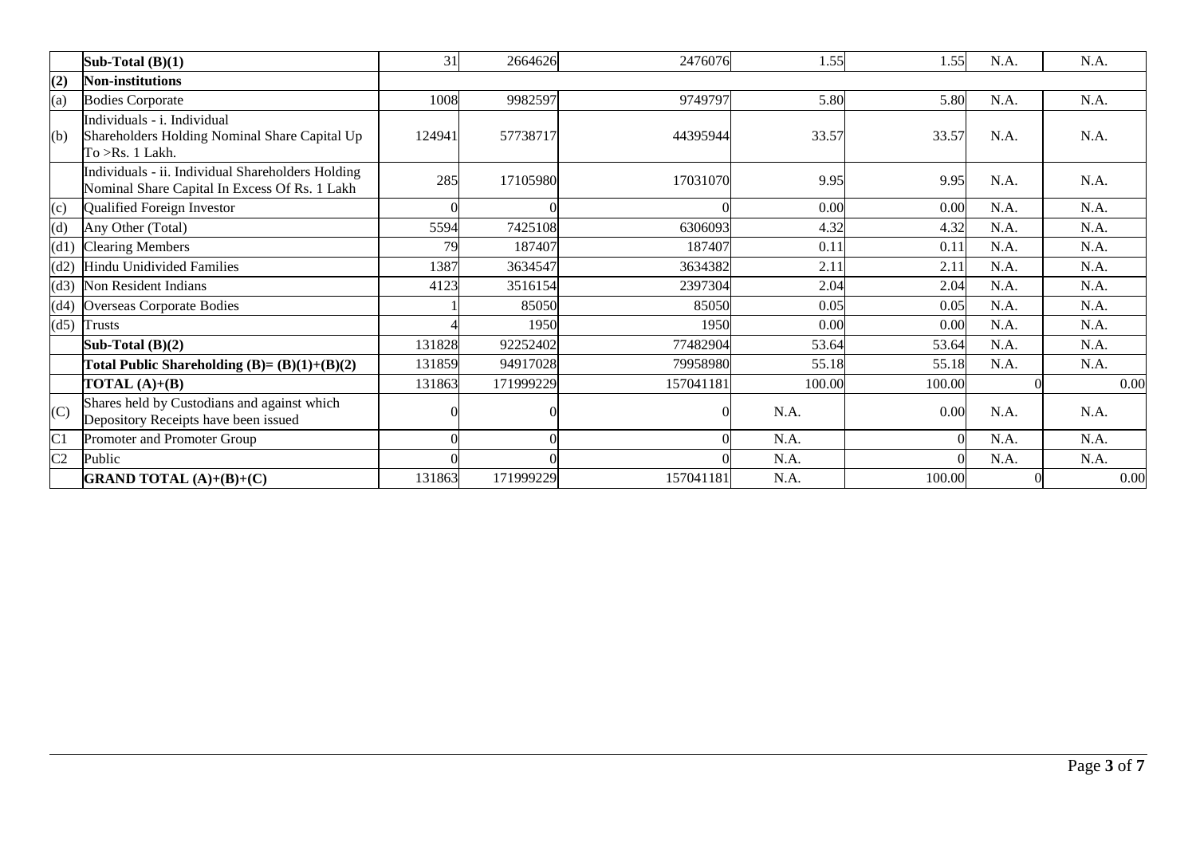|  |  |  |  |  |  |  |  |  |
|---|---|---|---|---|---|---|---|---|
|  | **Sub-Total (B)(1)** | 31 | 2664626 | 2476076 | 1.55 | 1.55 | N.A. | N.A. |
| **(2)** | **Non-institutions** |  |  |  |  |  |  |  |
| (a) | Bodies Corporate | 1008 | 9982597 | 9749797 | 5.80 | 5.80 | N.A. | N.A. |
| (b) | Individuals - i. Individual Shareholders Holding Nominal Share Capital Up To >Rs. 1 Lakh. | 124941 | 57738717 | 44395944 | 33.57 | 33.57 | N.A. | N.A. |
|  | Individuals - ii. Individual Shareholders Holding Nominal Share Capital In Excess Of Rs. 1 Lakh | 285 | 17105980 | 17031070 | 9.95 | 9.95 | N.A. | N.A. |
| (c) | Qualified Foreign Investor | 0 | 0 | 0 | 0.00 | 0.00 | N.A. | N.A. |
| (d) | Any Other (Total) | 5594 | 7425108 | 6306093 | 4.32 | 4.32 | N.A. | N.A. |
| (d1) | Clearing Members | 79 | 187407 | 187407 | 0.11 | 0.11 | N.A. | N.A. |
| (d2) | Hindu Unidivided Families | 1387 | 3634547 | 3634382 | 2.11 | 2.11 | N.A. | N.A. |
| (d3) | Non Resident Indians | 4123 | 3516154 | 2397304 | 2.04 | 2.04 | N.A. | N.A. |
| (d4) | Overseas Corporate Bodies | 1 | 85050 | 85050 | 0.05 | 0.05 | N.A. | N.A. |
| (d5) | Trusts | 4 | 1950 | 1950 | 0.00 | 0.00 | N.A. | N.A. |
|  | **Sub-Total (B)(2)** | 131828 | 92252402 | 77482904 | 53.64 | 53.64 | N.A. | N.A. |
|  | **Total Public Shareholding (B)= (B)(1)+(B)(2)** | 131859 | 94917028 | 79958980 | 55.18 | 55.18 | N.A. | N.A. |
|  | **TOTAL (A)+(B)** | 131863 | 171999229 | 157041181 | 100.00 | 100.00 | 0 | 0.00 |
| (C) | Shares held by Custodians and against which Depository Receipts have been issued | 0 | 0 | 0 | N.A. | 0.00 | N.A. | N.A. |
| C1 | Promoter and Promoter Group | 0 | 0 | 0 | N.A. | 0 | N.A. | N.A. |
| C2 | Public | 0 | 0 | 0 | N.A. | 0 | N.A. | N.A. |
|  | **GRAND TOTAL (A)+(B)+(C)** | 131863 | 171999229 | 157041181 | N.A. | 100.00 | 0 | 0.00 |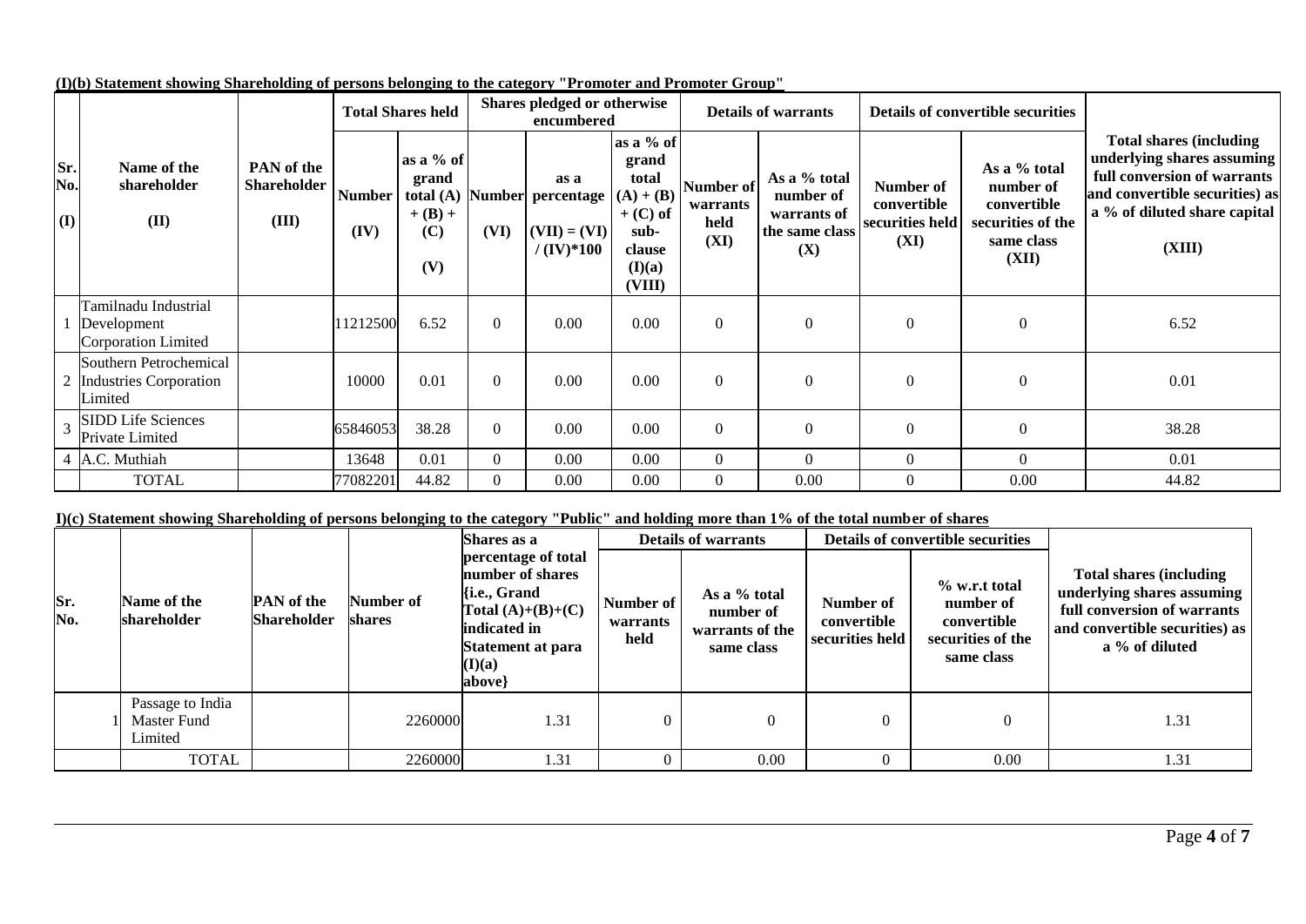**(I)(b) Statement showing Shareholding of persons belonging to the category "Promoter and Promoter Group"**

| Sr. No. (I) | Name of the shareholder (II) | PAN of the Shareholder (III) | Total Shares held | | Shares pledged or otherwise encumbered | | | Details of warrants | | Details of convertible securities | | Total shares (including underlying shares assuming full conversion of warrants and convertible securities) as a % of diluted share capital (XIII) |
|---|---|---|---|---|---|---|---|---|---|---|---|---|
| | | | Number (IV) | as a % of grand total (A) + (B) + (C) (V) | Number (VI) | as a percentage (VII) = (VI) / (IV)*100 | as a % of grand total (A) + (B) + (C) of sub-clause (I)(a) (VIII) | Number of warrants held (XI) | As a % total number of warrants of the same class (X) | Number of convertible securities held (XI) | As a % total number of convertible securities of the same class (XII) | |
| 1 | Tamilnadu Industrial Development Corporation Limited | | 11212500 | 6.52 | 0 | 0.00 | 0.00 | 0 | 0 | 0 | 0 | 6.52 |
| 2 | Southern Petrochemical Industries Corporation Limited | | 10000 | 0.01 | 0 | 0.00 | 0.00 | 0 | 0 | 0 | 0 | 0.01 |
| 3 | SIDD Life Sciences Private Limited | | 65846053 | 38.28 | 0 | 0.00 | 0.00 | 0 | 0 | 0 | 0 | 38.28 |
| 4 | A.C. Muthiah | | 13648 | 0.01 | 0 | 0.00 | 0.00 | 0 | 0 | 0 | 0 | 0.01 |
| | TOTAL | | 77082201 | 44.82 | 0 | 0.00 | 0.00 | 0 | 0.00 | 0 | 0.00 | 44.82 |

**I)(c) Statement showing Shareholding of persons belonging to the category "Public" and holding more than 1% of the total number of shares**

| Sr. No. | Name of the shareholder | PAN of the Shareholder | Number of shares | Shares as a percentage of total number of shares {i.e., Grand Total (A)+(B)+(C) indicated in Statement at para (I)(a) above} | Details of warrants | | Details of convertible securities | | Total shares (including underlying shares assuming full conversion of warrants and convertible securities) as a % of diluted |
|---|---|---|---|---|---|---|---|---|---|
| | | | | | Number of warrants held | As a % total number of warrants of the same class | Number of convertible securities held | % w.r.t total number of convertible securities of the same class | |
| 1 | Passage to India Master Fund Limited | | 2260000 | 1.31 | 0 | 0 | 0 | 0 | 1.31 |
| | TOTAL | | 2260000 | 1.31 | 0 | 0.00 | 0 | 0.00 | 1.31 |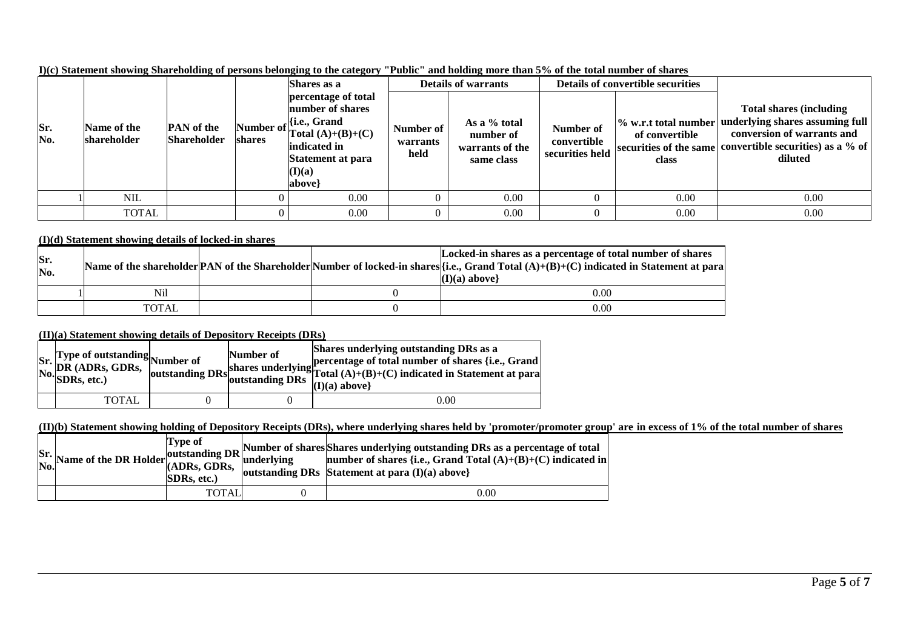**I)(c) Statement showing Shareholding of persons belonging to the category "Public" and holding more than 5% of the total number of shares**

| Sr. No. | Name of the shareholder | PAN of the Shareholder | Number of shares | Shares as a percentage of total number of shares {i.e., Grand Total (A)+(B)+(C) indicated in Statement at para (I)(a) above} | Details of warrants | | Details of convertible securities | | Total shares (including underlying shares assuming full conversion of warrants and convertible securities) as a % of diluted |
|---|---|---|---|---|---|---|---|---|---|
| | | | | | Number of warrants held | As a % total number of warrants of the same class | Number of convertible securities held | % w.r.t total number of convertible securities of the same class | |
| 1 | NIL | | 0 | 0.00 | 0 | 0.00 | 0 | 0.00 | 0.00 |
| | TOTAL | | 0 | 0.00 | 0 | 0.00 | 0 | 0.00 | 0.00 |

**(I)(d) Statement showing details of locked-in shares**

| Sr. No. | Name of the shareholder | PAN of the Shareholder | Number of locked-in shares | Locked-in shares as a percentage of total number of shares {i.e., Grand Total (A)+(B)+(C) indicated in Statement at para (I)(a) above} |
|---|---|---|---|---|
| 1 | Nil | | 0 | 0.00 |
| | TOTAL | | 0 | 0.00 |

**(II)(a) Statement showing details of Depository Receipts (DRs)**

| Sr. No. | Type of outstanding DR (ADRs, GDRs, SDRs, etc.) | Number of outstanding DRs | Number of shares underlying outstanding DRs | Shares underlying outstanding DRs as a percentage of total number of shares {i.e., Grand Total (A)+(B)+(C) indicated in Statement at para (I)(a) above} |
|---|---|---|---|---|
| | TOTAL | 0 | 0 | 0.00 |

**(II)(b) Statement showing holding of Depository Receipts (DRs), where underlying shares held by 'promoter/promoter group' are in excess of 1% of the total number of shares**

| Sr. No. | Name of the DR Holder | Type of outstanding DR (ADRs, GDRs, SDRs, etc.) | Number of shares underlying outstanding DRs | Shares underlying outstanding DRs as a percentage of total number of shares {i.e., Grand Total (A)+(B)+(C) indicated in Statement at para (I)(a) above} |
|---|---|---|---|---|
| | | TOTAL | 0 | 0.00 |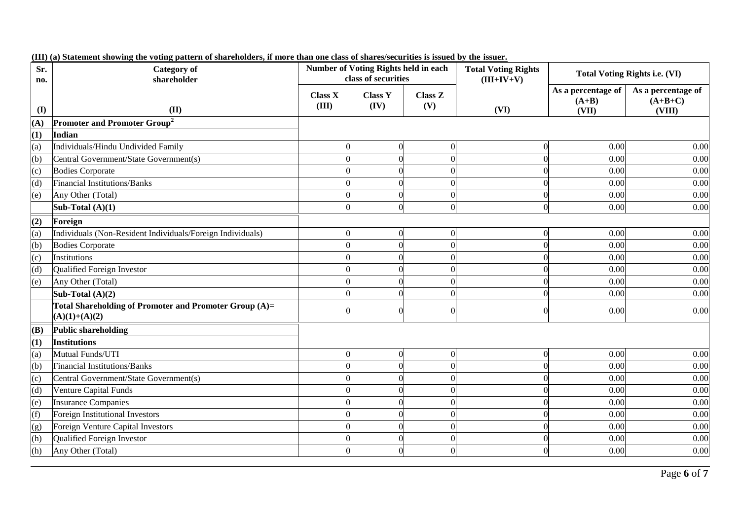**(III) (a) Statement showing the voting pattern of shareholders, if more than one class of shares/securities is issued by the issuer.**

| Sr. no. | Category of shareholder | Number of Voting Rights held in each class of securities | | | Total Voting Rights (III+IV+V) | Total Voting Rights i.e. (VI) | |
|---|---|---|---|---|---|---|---|
| | | Class X | Class Y | Class Z | | As a percentage of (A+B) | As a percentage of (A+B+C) |
| (I) | (II) | (III) | (IV) | (V) | (VI) | (VII) | (VIII) |
| (A) | **Promoter and Promoter Group[2]** | | | | | | |
| (1) | **Indian** | | | | | | |
| (a) | Individuals/Hindu Undivided Family | 0 | 0 | 0 | 0 | 0.00 | 0.00 |
| (b) | Central Government/State Government(s) | 0 | 0 | 0 | 0 | 0.00 | 0.00 |
| (c) | Bodies Corporate | 0 | 0 | 0 | 0 | 0.00 | 0.00 |
| (d) | Financial Institutions/Banks | 0 | 0 | 0 | 0 | 0.00 | 0.00 |
| (e) | Any Other (Total) | 0 | 0 | 0 | 0 | 0.00 | 0.00 |
| | **Sub-Total (A)(1)** | 0 | 0 | 0 | 0 | 0.00 | 0.00 |
| (2) | **Foreign** | | | | | | |
| (a) | Individuals (Non-Resident Individuals/Foreign Individuals) | 0 | 0 | 0 | 0 | 0.00 | 0.00 |
| (b) | Bodies Corporate | 0 | 0 | 0 | 0 | 0.00 | 0.00 |
| (c) | Institutions | 0 | 0 | 0 | 0 | 0.00 | 0.00 |
| (d) | Qualified Foreign Investor | 0 | 0 | 0 | 0 | 0.00 | 0.00 |
| (e) | Any Other (Total) | 0 | 0 | 0 | 0 | 0.00 | 0.00 |
| | **Sub-Total (A)(2)** | 0 | 0 | 0 | 0 | 0.00 | 0.00 |
| | **Total Shareholding of Promoter and Promoter Group (A)= (A)(1)+(A)(2)** | 0 | 0 | 0 | 0 | 0.00 | 0.00 |
| (B) | **Public shareholding** | | | | | | |
| (1) | **Institutions** | | | | | | |
| (a) | Mutual Funds/UTI | 0 | 0 | 0 | 0 | 0.00 | 0.00 |
| (b) | Financial Institutions/Banks | 0 | 0 | 0 | 0 | 0.00 | 0.00 |
| (c) | Central Government/State Government(s) | 0 | 0 | 0 | 0 | 0.00 | 0.00 |
| (d) | Venture Capital Funds | 0 | 0 | 0 | 0 | 0.00 | 0.00 |
| (e) | Insurance Companies | 0 | 0 | 0 | 0 | 0.00 | 0.00 |
| (f) | Foreign Institutional Investors | 0 | 0 | 0 | 0 | 0.00 | 0.00 |
| (g) | Foreign Venture Capital Investors | 0 | 0 | 0 | 0 | 0.00 | 0.00 |
| (h) | Qualified Foreign Investor | 0 | 0 | 0 | 0 | 0.00 | 0.00 |
| (h) | Any Other (Total) | 0 | 0 | 0 | 0 | 0.00 | 0.00 |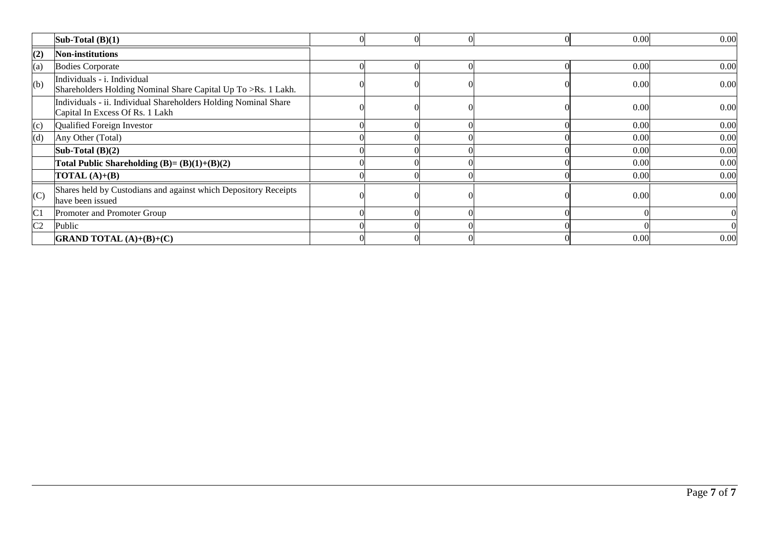| | | | | | | | |
|---|---|---|---|---|---|---|---|
| | **Sub-Total (B)(1)** | 0 | 0 | 0 | 0 | 0.00 | 0.00 |
| **(2)** | **Non-institutions** | | | | | | |
| (a) | Bodies Corporate | 0 | 0 | 0 | 0 | 0.00 | 0.00 |
| (b) | Individuals - i. Individual Shareholders Holding Nominal Share Capital Up To >Rs. 1 Lakh. | 0 | 0 | 0 | 0 | 0.00 | 0.00 |
| | Individuals - ii. Individual Shareholders Holding Nominal Share Capital In Excess Of Rs. 1 Lakh | 0 | 0 | 0 | 0 | 0.00 | 0.00 |
| (c) | Qualified Foreign Investor | 0 | 0 | 0 | 0 | 0.00 | 0.00 |
| (d) | Any Other (Total) | 0 | 0 | 0 | 0 | 0.00 | 0.00 |
| | **Sub-Total (B)(2)** | 0 | 0 | 0 | 0 | 0.00 | 0.00 |
| | **Total Public Shareholding (B)= (B)(1)+(B)(2)** | 0 | 0 | 0 | 0 | 0.00 | 0.00 |
| | **TOTAL (A)+(B)** | 0 | 0 | 0 | 0 | 0.00 | 0.00 |
| (C) | Shares held by Custodians and against which Depository Receipts have been issued | 0 | 0 | 0 | 0 | 0.00 | 0.00 |
| C1 | Promoter and Promoter Group | 0 | 0 | 0 | 0 | 0 | 0 |
| C2 | Public | 0 | 0 | 0 | 0 | 0 | 0 |
| | **GRAND TOTAL (A)+(B)+(C)** | 0 | 0 | 0 | 0 | 0.00 | 0.00 |